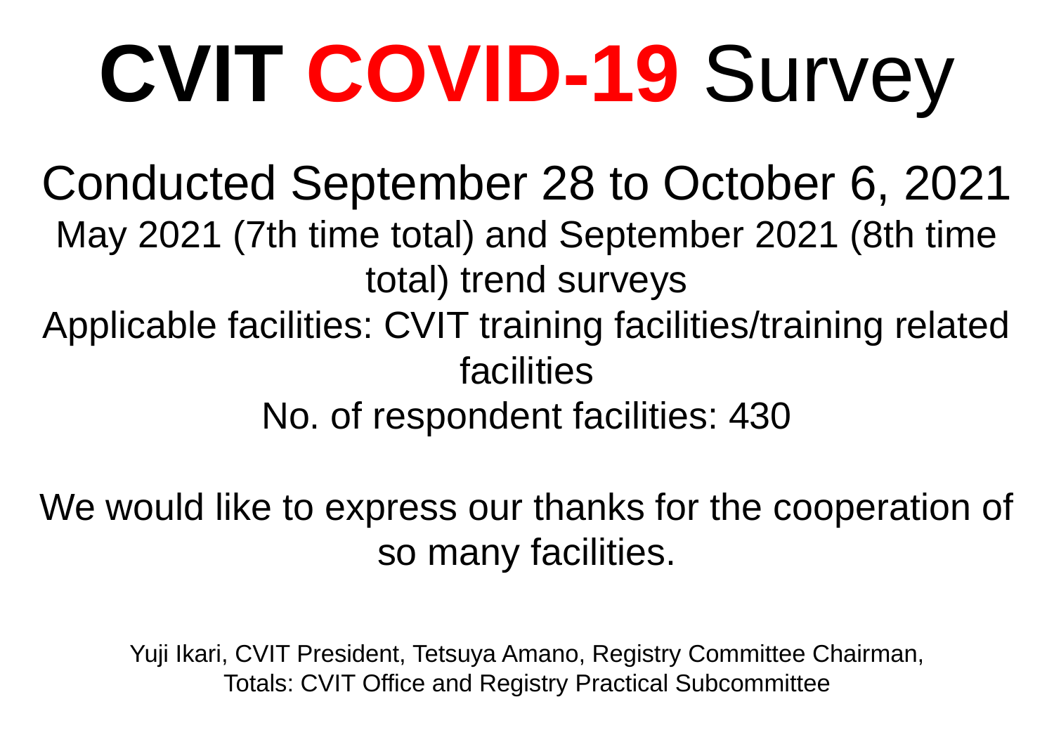# CVIT COVID-19 Survey

Conducted September 28 to October 6, 2021

May 2021 (7th time total) and September 2021 (8th time total) trend surveys

Applicable facilities: CVIT training facilities/training related facilities

No. of respondent facilities: 430

We would like to express our thanks for the cooperation of so many facilities.

Yuji Ikari, CVIT President, Tetsuya Amano, Registry Committee Chairman, Totals: CVIT Office and Registry Practical Subcommittee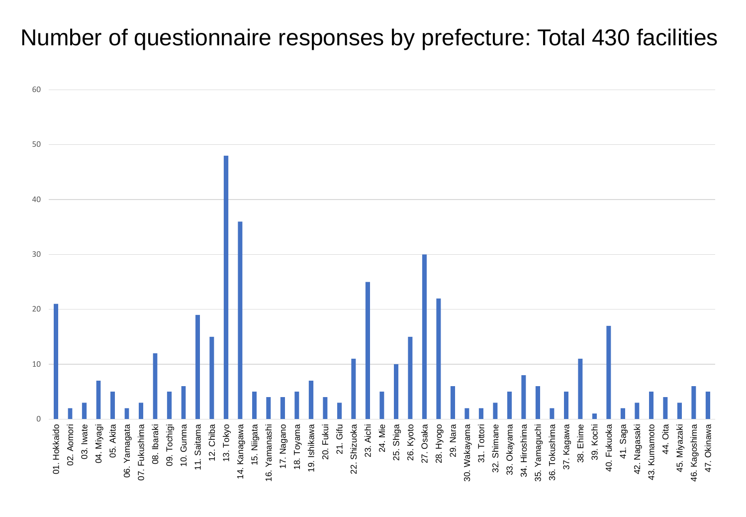# Number of questionnaire responses by prefecture: Total 430 facilities

| Prefecture | Number of responses |
|---|---|
| 01. Hokkaido | 21 |
| 02. Aomori | 2 |
| 03. Iwate | 3 |
| 04. Miyagi | 7 |
| 05. Akita | 5 |
| 06. Yamagata | 2 |
| 07. Fukushima | 3 |
| 08. Ibaraki | 12 |
| 09. Tochigi | 5 |
| 10. Gunma | 6 |
| 11. Saitama | 19 |
| 12. Chiba | 15 |
| 13. Tokyo | 48 |
| 14. Kanagawa | 36 |
| 15. Niigata | 5 |
| 16. Yamanashi | 4 |
| 17. Nagano | 4 |
| 18. Toyama | 5 |
| 19. Ishikawa | 7 |
| 20. Fukui | 4 |
| 21. Gifu | 3 |
| 22. Shizuoka | 11 |
| 23. Aichi | 25 |
| 24. Mie | 5 |
| 25. Shiga | 10 |
| 26. Kyoto | 15 |
| 27. Osaka | 30 |
| 28. Hyogo | 22 |
| 29. Nara | 6 |
| 30. Wakayama | 2 |
| 31. Tottori | 2 |
| 32. Shimane | 3 |
| 33. Okayama | 5 |
| 34. Hiroshima | 8 |
| 35. Yamaguchi | 6 |
| 36. Tokushima | 2 |
| 37. Kagawa | 5 |
| 38. Ehime | 11 |
| 39. Kochi | 1 |
| 40. Fukuoka | 17 |
| 41. Saga | 2 |
| 42. Nagasaki | 3 |
| 43. Kumamoto | 5 |
| 44. Oita | 4 |
| 45. Miyazaki | 3 |
| 46. Kagoshima | 6 |
| 47. Okinawa | 5 |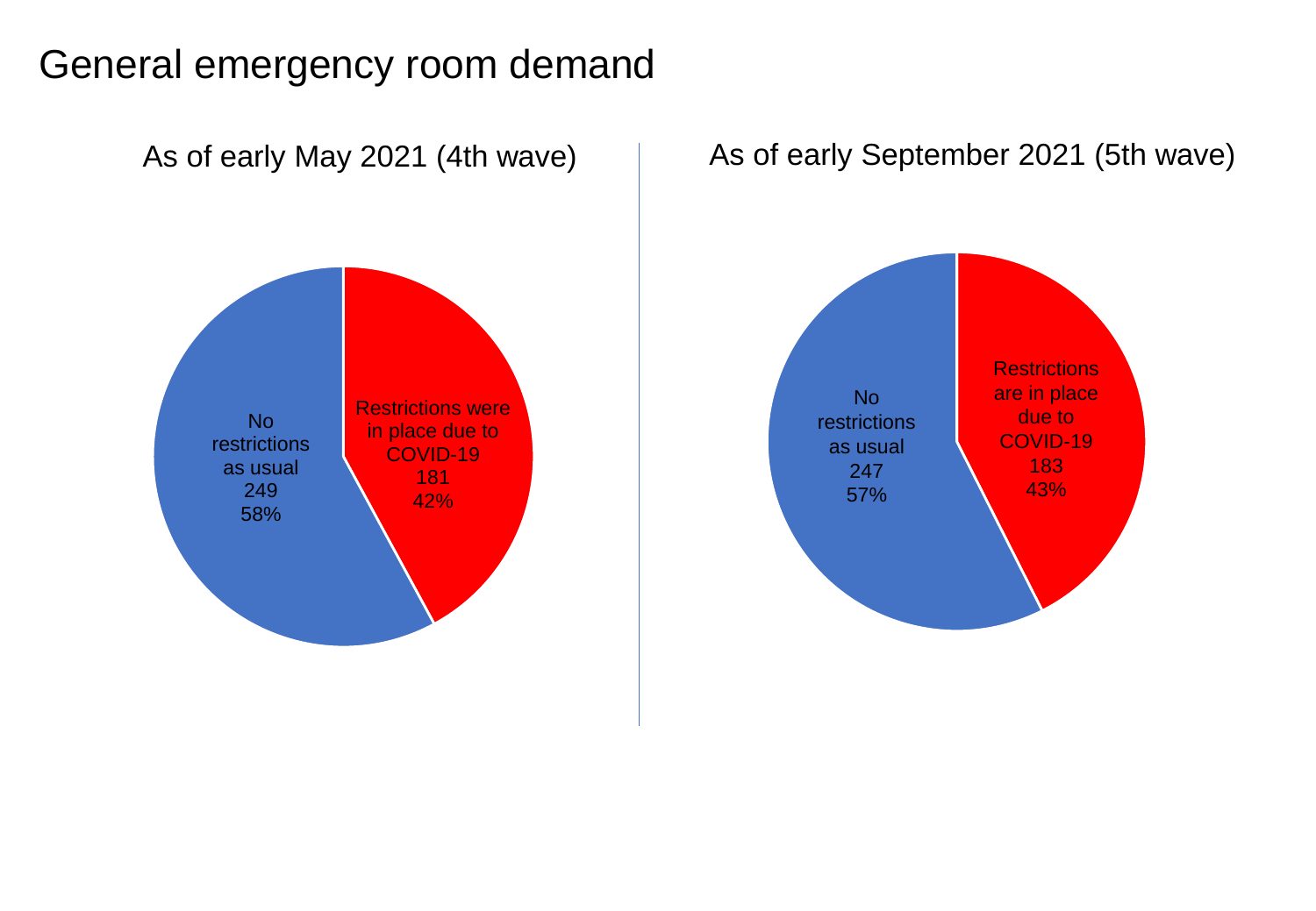# General emergency room demand

## As of early May 2021 (4th wave)

No restrictions as usual
249
58%

Restrictions were in place due to COVID-19
181
42%

## As of early September 2021 (5th wave)

No restrictions as usual
247
57%

Restrictions are in place due to COVID-19
183
43%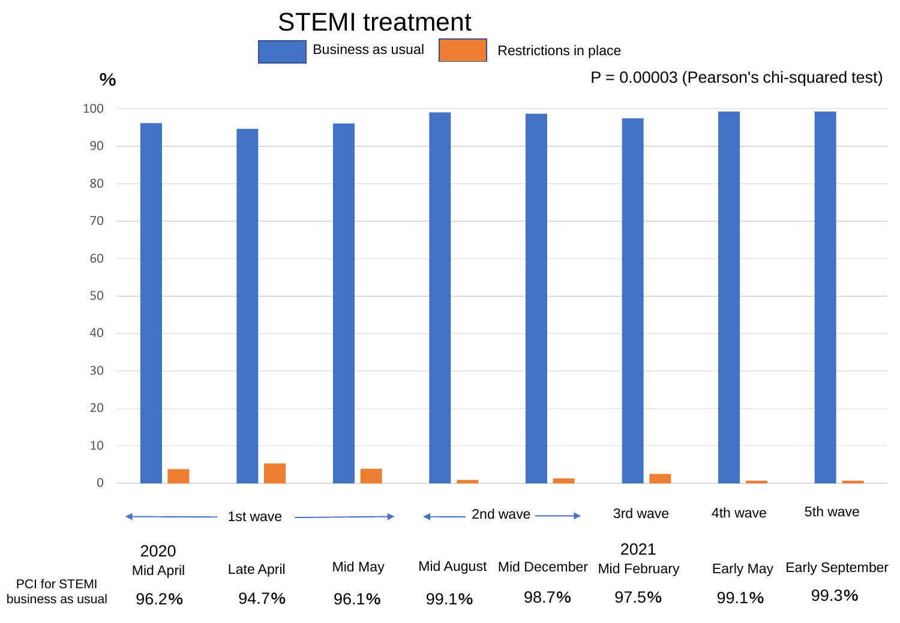# STEMI treatment

Business as usual | Restrictions in place

P = 0.00003 (Pearson's chi-squared test)

| | 1st wave | | | 2nd wave | | 3rd wave | 4th wave | 5th wave |
|---|---|---|---|---|---|---|---|---|
| | 2020 Mid April | Late April | Mid May | Mid August | Mid December | 2021 Mid February | Early May | Early September |
| PCI for STEMI business as usual | 96.2% | 94.7% | 96.1% | 99.1% | 98.7% | 97.5% | 99.1% | 99.3% |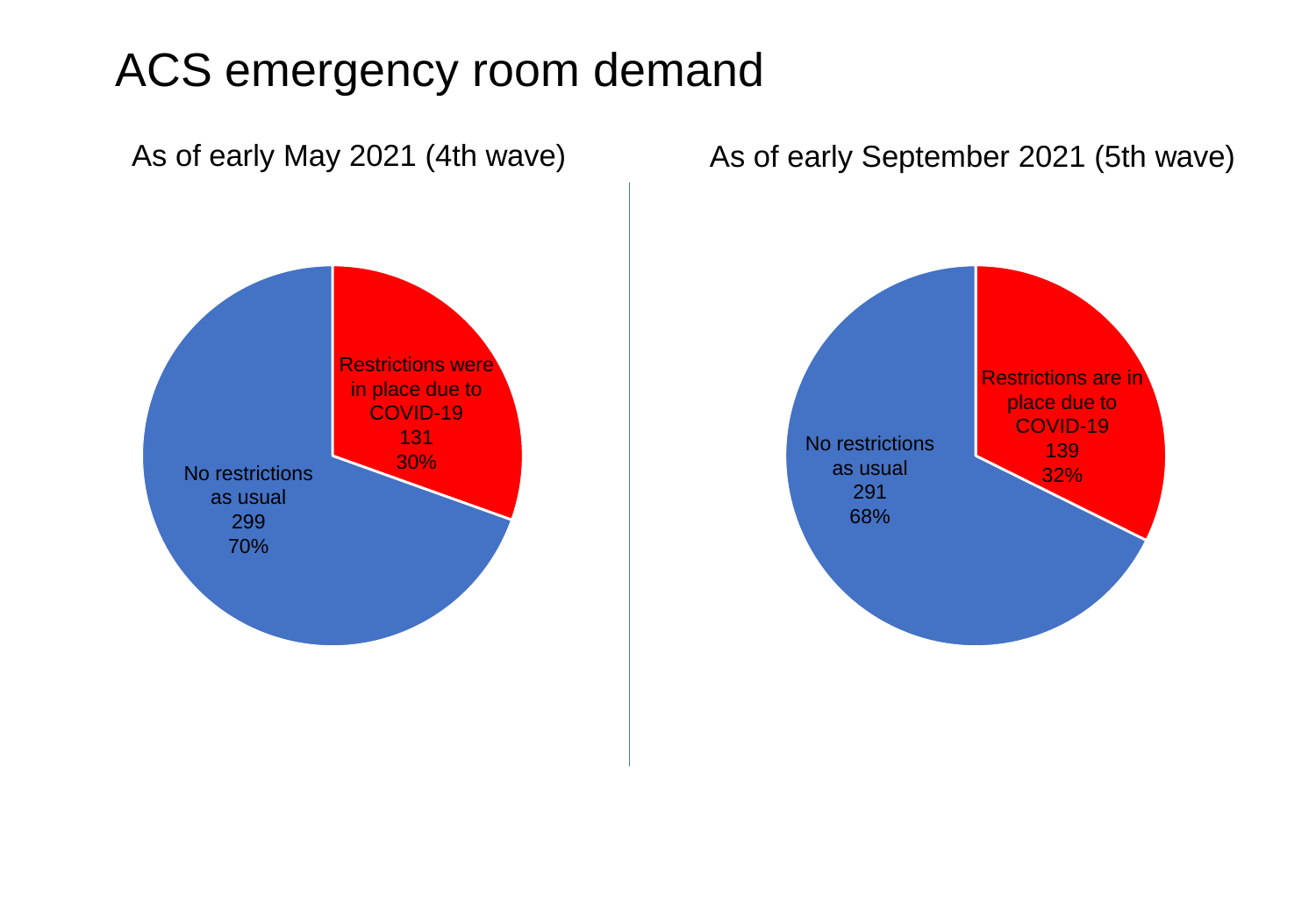# ACS emergency room demand

## As of early May 2021 (4th wave)

Restrictions were in place due to COVID-19
131
30%

No restrictions as usual
299
70%

## As of early September 2021 (5th wave)

Restrictions are in place due to COVID-19
139
32%

No restrictions as usual
291
68%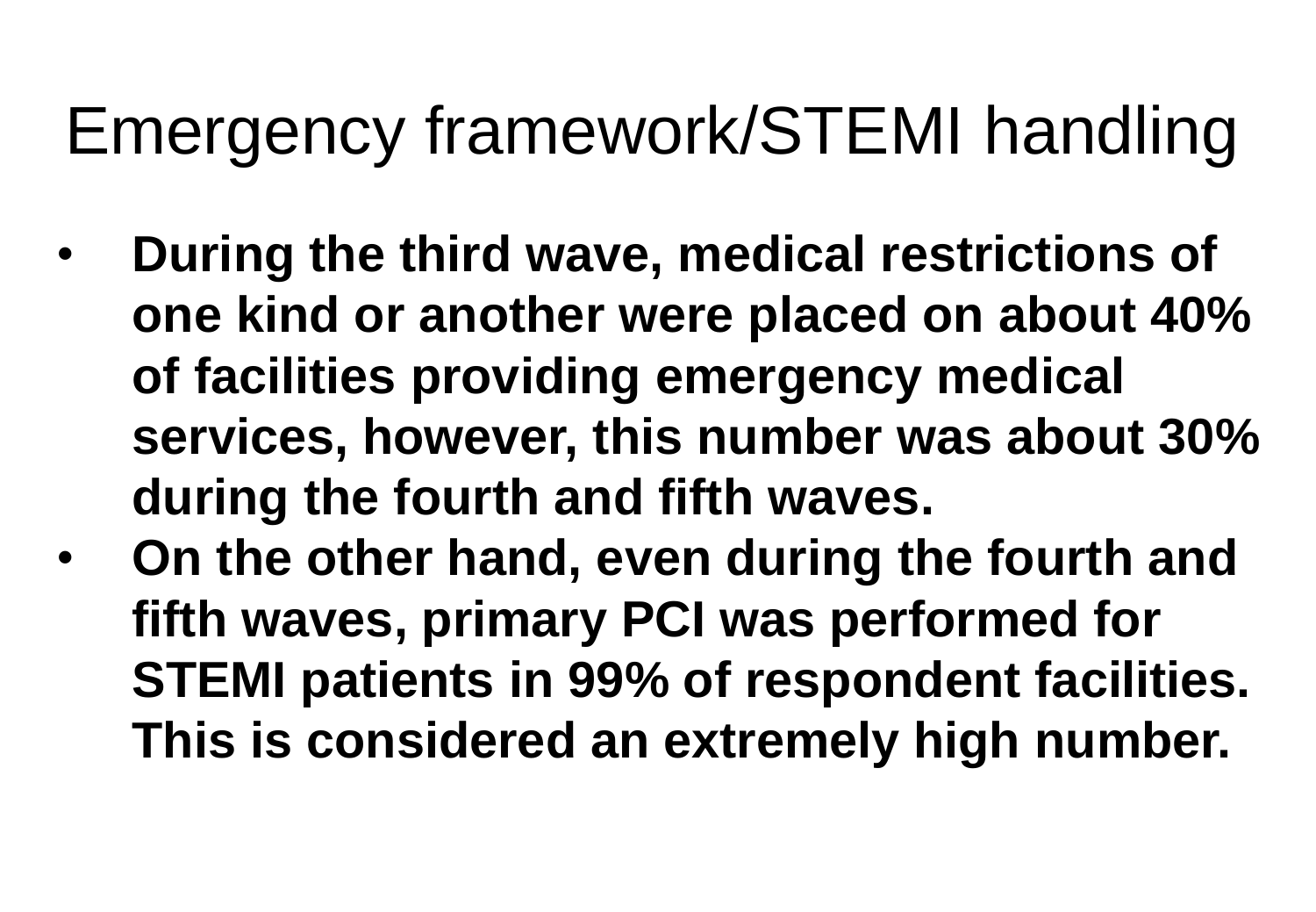# Emergency framework/STEMI handling

- **During the third wave, medical restrictions of one kind or another were placed on about 40% of facilities providing emergency medical services, however, this number was about 30% during the fourth and fifth waves.**
- **On the other hand, even during the fourth and fifth waves, primary PCI was performed for STEMI patients in 99% of respondent facilities. This is considered an extremely high number.**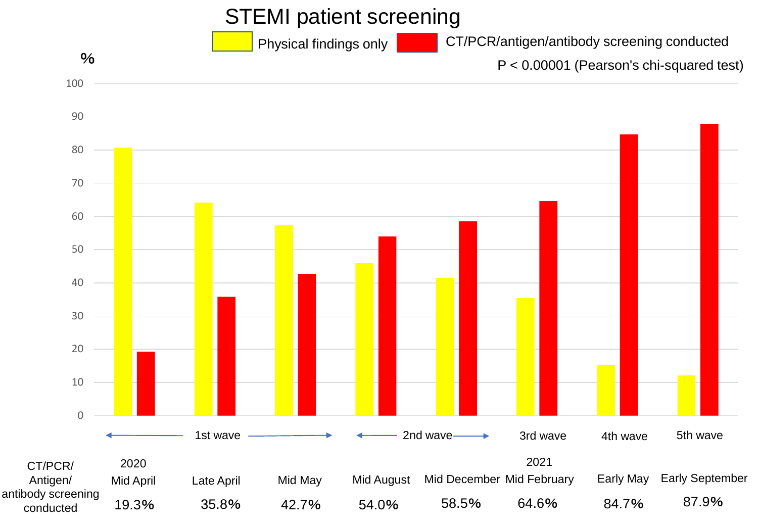# STEMI patient screening

Physical findings only | CT/PCR/antigen/antibody screening conducted

P < 0.00001 (Pearson's chi-squared test)

| | 1st wave | | | 2nd wave | | 3rd wave | 4th wave | 5th wave |
|---|---|---|---|---|---|---|---|---|
| | 2020 Mid April | Late April | Mid May | Mid August | Mid December | 2021 Mid February | Early May | Early September |
| CT/PCR/Antigen/antibody screening conducted | 19.3% | 35.8% | 42.7% | 54.0% | 58.5% | 64.6% | 84.7% | 87.9% |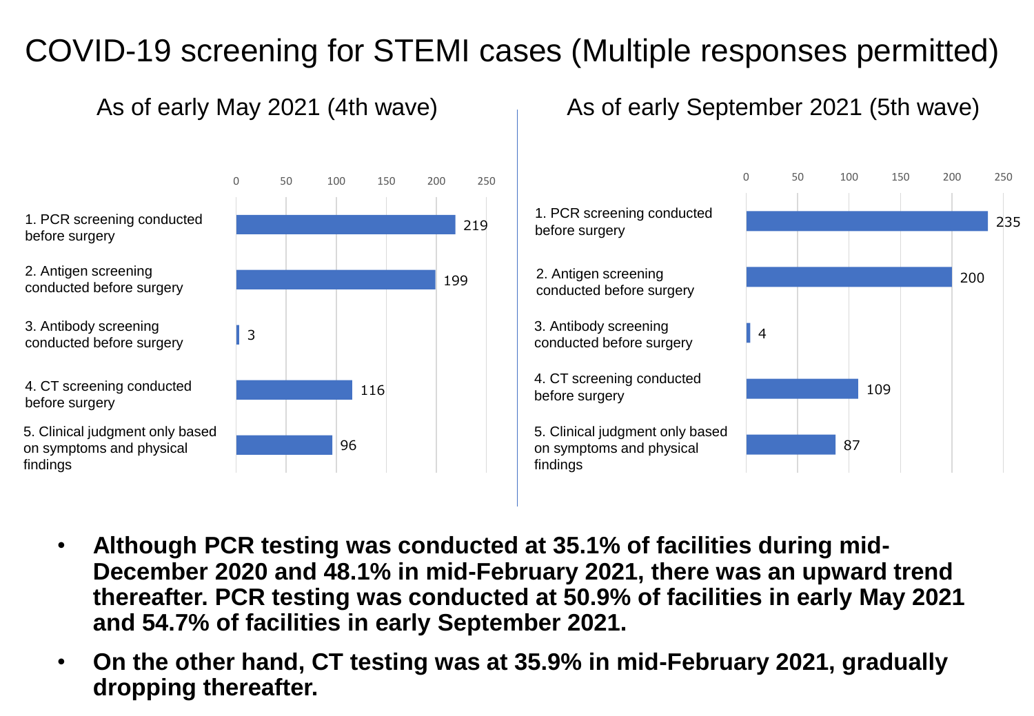# COVID-19 screening for STEMI cases (Multiple responses permitted)

## As of early May 2021 (4th wave)

| Screening | Count |
| --- | --- |
| 1. PCR screening conducted before surgery | 219 |
| 2. Antigen screening conducted before surgery | 199 |
| 3. Antibody screening conducted before surgery | 3 |
| 4. CT screening conducted before surgery | 116 |
| 5. Clinical judgment only based on symptoms and physical findings | 96 |

## As of early September 2021 (5th wave)

| Screening | Count |
| --- | --- |
| 1. PCR screening conducted before surgery | 235 |
| 2. Antigen screening conducted before surgery | 200 |
| 3. Antibody screening conducted before surgery | 4 |
| 4. CT screening conducted before surgery | 109 |
| 5. Clinical judgment only based on symptoms and physical findings | 87 |

- **Although PCR testing was conducted at 35.1% of facilities during mid-December 2020 and 48.1% in mid-February 2021, there was an upward trend thereafter. PCR testing was conducted at 50.9% of facilities in early May 2021 and 54.7% of facilities in early September 2021.**
- **On the other hand, CT testing was at 35.9% in mid-February 2021, gradually dropping thereafter.**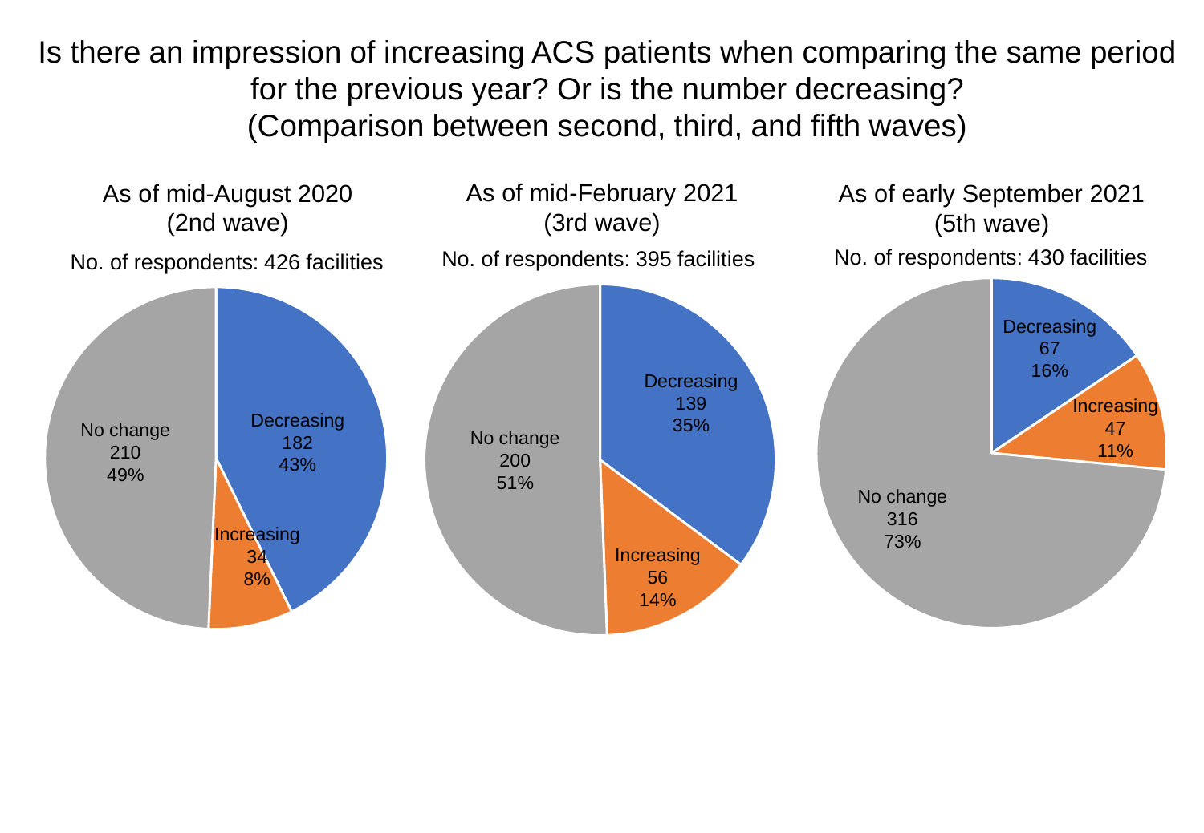# Is there an impression of increasing ACS patients when comparing the same period for the previous year? Or is the number decreasing? (Comparison between second, third, and fifth waves)

## As of mid-August 2020 (2nd wave)

No. of respondents: 426 facilities

| Response | Number | Percentage |
|---|---|---|
| Decreasing | 182 | 43% |
| Increasing | 34 | 8% |
| No change | 210 | 49% |

## As of mid-February 2021 (3rd wave)

No. of respondents: 395 facilities

| Response | Number | Percentage |
|---|---|---|
| Decreasing | 139 | 35% |
| Increasing | 56 | 14% |
| No change | 200 | 51% |

## As of early September 2021 (5th wave)

No. of respondents: 430 facilities

| Response | Number | Percentage |
|---|---|---|
| Decreasing | 67 | 16% |
| Increasing | 47 | 11% |
| No change | 316 | 73% |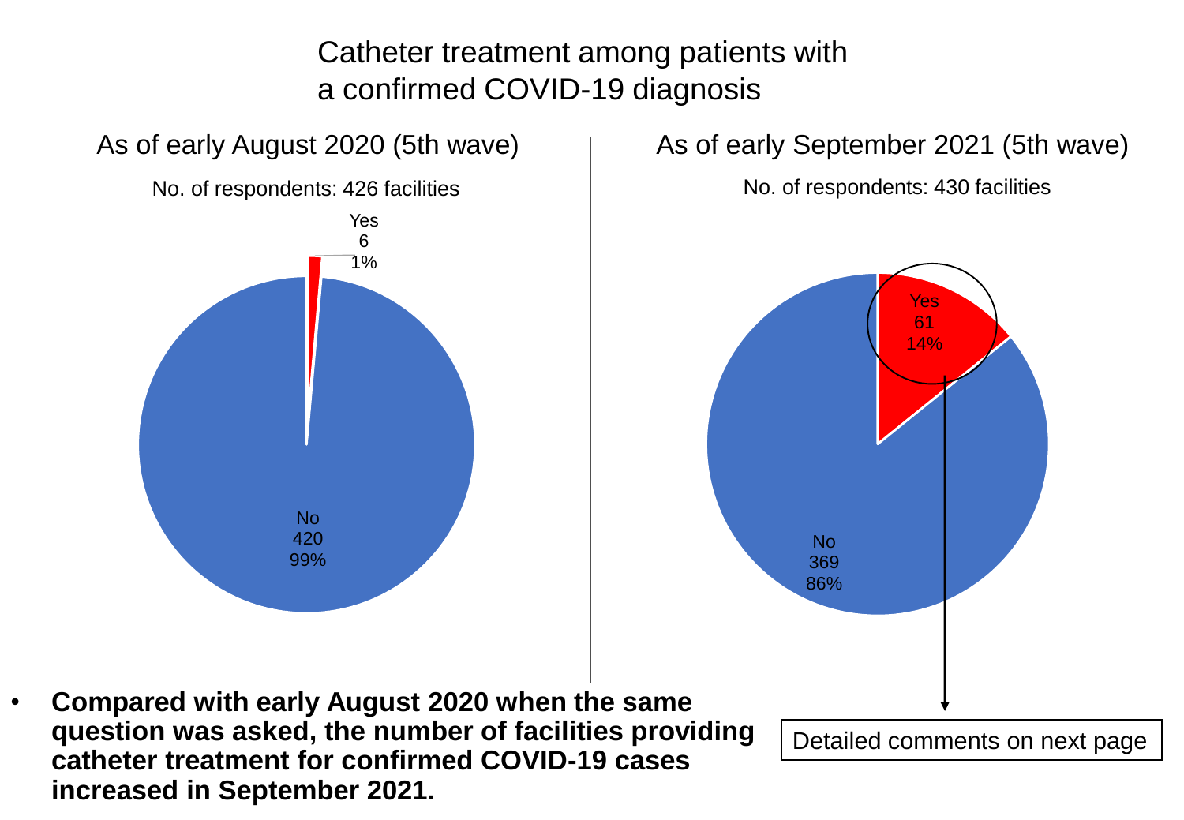# Catheter treatment among patients with a confirmed COVID-19 diagnosis

### As of early August 2020 (5th wave)

No. of respondents: 426 facilities

Yes
6
1%

No
420
99%

### As of early September 2021 (5th wave)

No. of respondents: 430 facilities

Yes
61
14%

No
369
86%

Detailed comments on next page

- **Compared with early August 2020 when the same question was asked, the number of facilities providing catheter treatment for confirmed COVID-19 cases increased in September 2021.**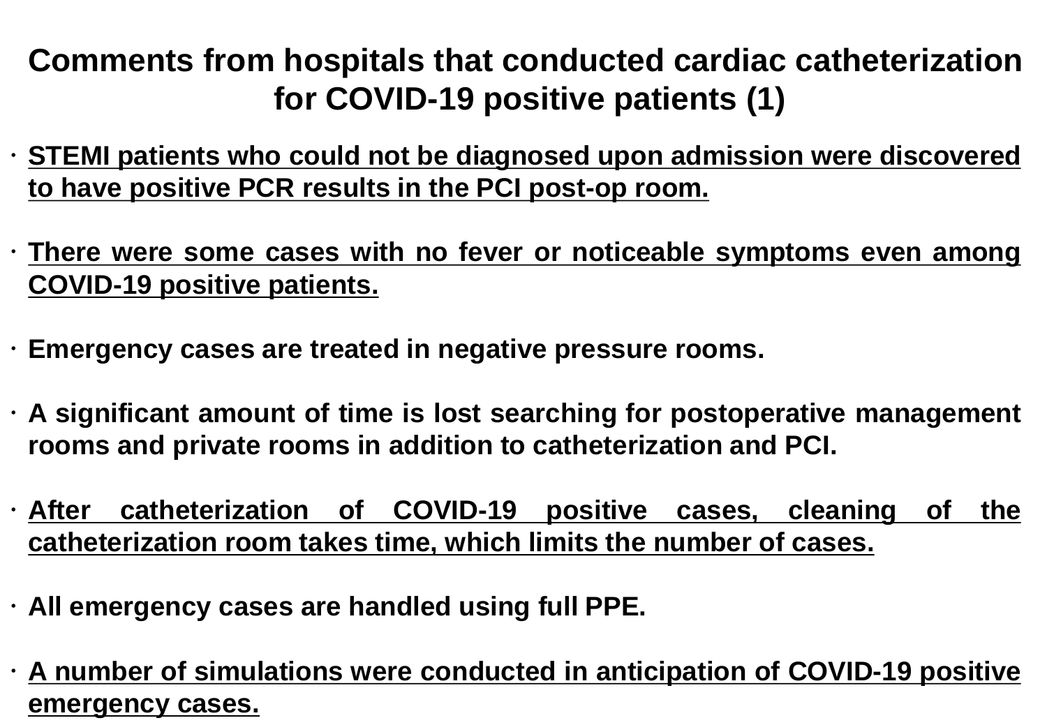# Comments from hospitals that conducted cardiac catheterization for COVID-19 positive patients (1)

- STEMI patients who could not be diagnosed upon admission were discovered to have positive PCR results in the PCI post-op room.
- There were some cases with no fever or noticeable symptoms even among COVID-19 positive patients.
- Emergency cases are treated in negative pressure rooms.
- A significant amount of time is lost searching for postoperative management rooms and private rooms in addition to catheterization and PCI.
- After catheterization of COVID-19 positive cases, cleaning of the catheterization room takes time, which limits the number of cases.
- All emergency cases are handled using full PPE.
- A number of simulations were conducted in anticipation of COVID-19 positive emergency cases.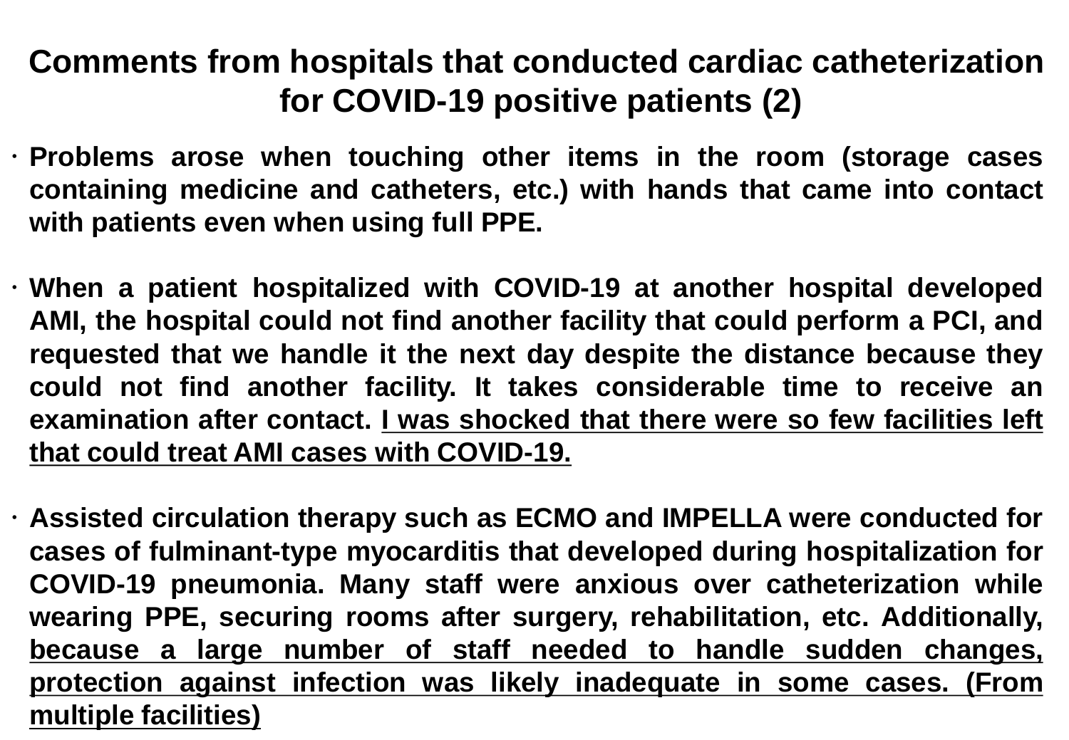# Comments from hospitals that conducted cardiac catheterization for COVID-19 positive patients (2)

- **Problems arose when touching other items in the room (storage cases containing medicine and catheters, etc.) with hands that came into contact with patients even when using full PPE.**

- **When a patient hospitalized with COVID-19 at another hospital developed AMI, the hospital could not find another facility that could perform a PCI, and requested that we handle it the next day despite the distance because they could not find another facility. It takes considerable time to receive an examination after contact. <u>I was shocked that there were so few facilities left that could treat AMI cases with COVID-19.</u>**

- **Assisted circulation therapy such as ECMO and IMPELLA were conducted for cases of fulminant-type myocarditis that developed during hospitalization for COVID-19 pneumonia. Many staff were anxious over catheterization while wearing PPE, securing rooms after surgery, rehabilitation, etc. Additionally, <u>because a large number of staff needed to handle sudden changes, protection against infection was likely inadequate in some cases. (From multiple facilities)</u>**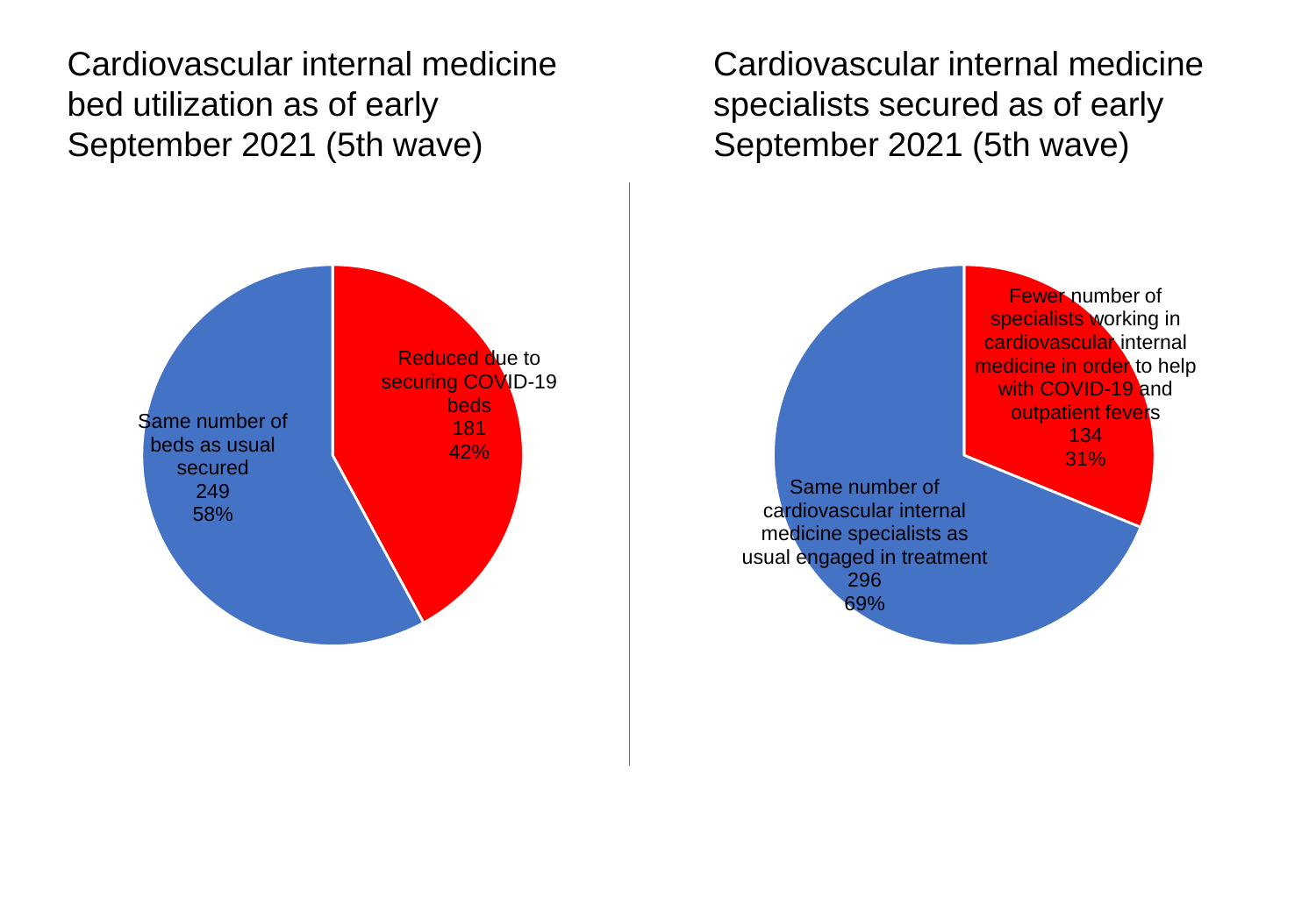## Cardiovascular internal medicine bed utilization as of early September 2021 (5th wave)

- Reduced due to securing COVID-19 beds: 181 (42%)
- Same number of beds as usual secured: 249 (58%)

## Cardiovascular internal medicine specialists secured as of early September 2021 (5th wave)

- Fewer number of specialists working in cardiovascular internal medicine in order to help with COVID-19 and outpatient fevers: 134 (31%)
- Same number of cardiovascular internal medicine specialists as usual engaged in treatment: 296 (69%)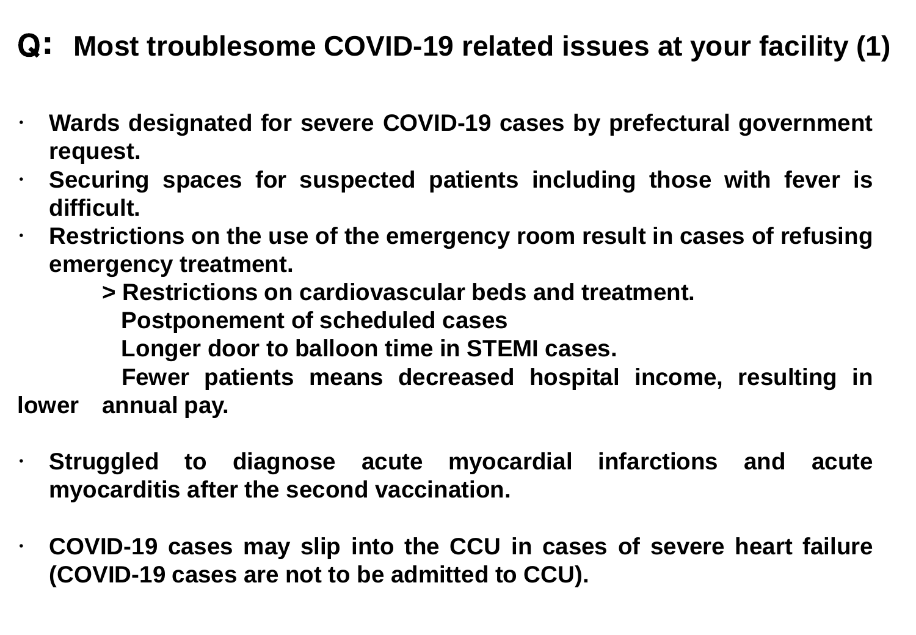# Q: Most troublesome COVID-19 related issues at your facility (1)

- Wards designated for severe COVID-19 cases by prefectural government request.
- Securing spaces for suspected patients including those with fever is difficult.
- Restrictions on the use of the emergency room result in cases of refusing emergency treatment.
  - > Restrictions on cardiovascular beds and treatment.
    Postponement of scheduled cases
    Longer door to balloon time in STEMI cases.
    Fewer patients means decreased hospital income, resulting in lower annual pay.

- Struggled to diagnose acute myocardial infarctions and acute myocarditis after the second vaccination.

- COVID-19 cases may slip into the CCU in cases of severe heart failure (COVID-19 cases are not to be admitted to CCU).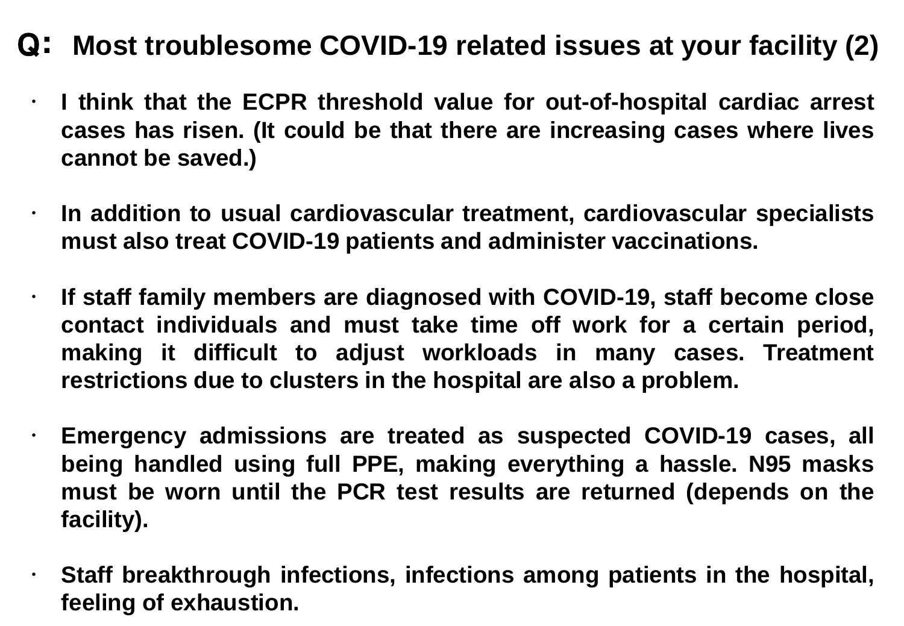# Q: Most troublesome COVID-19 related issues at your facility (2)

- **I think that the ECPR threshold value for out-of-hospital cardiac arrest cases has risen. (It could be that there are increasing cases where lives cannot be saved.)**

- **In addition to usual cardiovascular treatment, cardiovascular specialists must also treat COVID-19 patients and administer vaccinations.**

- **If staff family members are diagnosed with COVID-19, staff become close contact individuals and must take time off work for a certain period, making it difficult to adjust workloads in many cases. Treatment restrictions due to clusters in the hospital are also a problem.**

- **Emergency admissions are treated as suspected COVID-19 cases, all being handled using full PPE, making everything a hassle. N95 masks must be worn until the PCR test results are returned (depends on the facility).**

- **Staff breakthrough infections, infections among patients in the hospital, feeling of exhaustion.**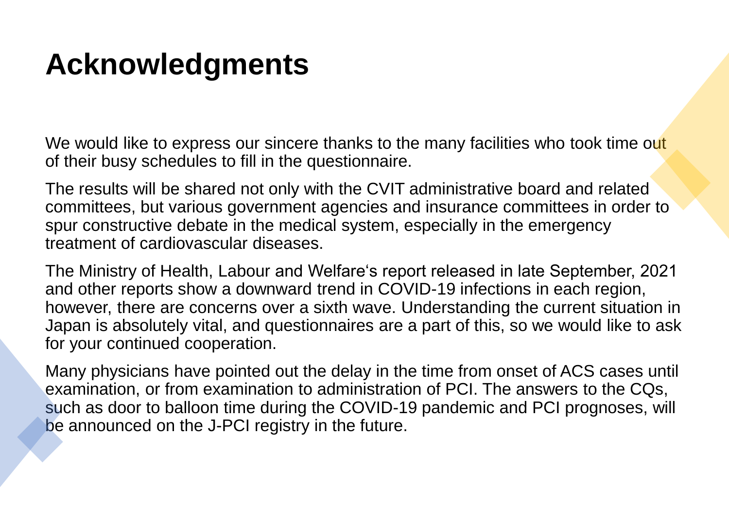# Acknowledgments

We would like to express our sincere thanks to the many facilities who took time out of their busy schedules to fill in the questionnaire.

The results will be shared not only with the CVIT administrative board and related committees, but various government agencies and insurance committees in order to spur constructive debate in the medical system, especially in the emergency treatment of cardiovascular diseases.

The Ministry of Health, Labour and Welfare's report released in late September, 2021 and other reports show a downward trend in COVID-19 infections in each region, however, there are concerns over a sixth wave. Understanding the current situation in Japan is absolutely vital, and questionnaires are a part of this, so we would like to ask for your continued cooperation.

Many physicians have pointed out the delay in the time from onset of ACS cases until examination, or from examination to administration of PCI. The answers to the CQs, such as door to balloon time during the COVID-19 pandemic and PCI prognoses, will be announced on the J-PCI registry in the future.